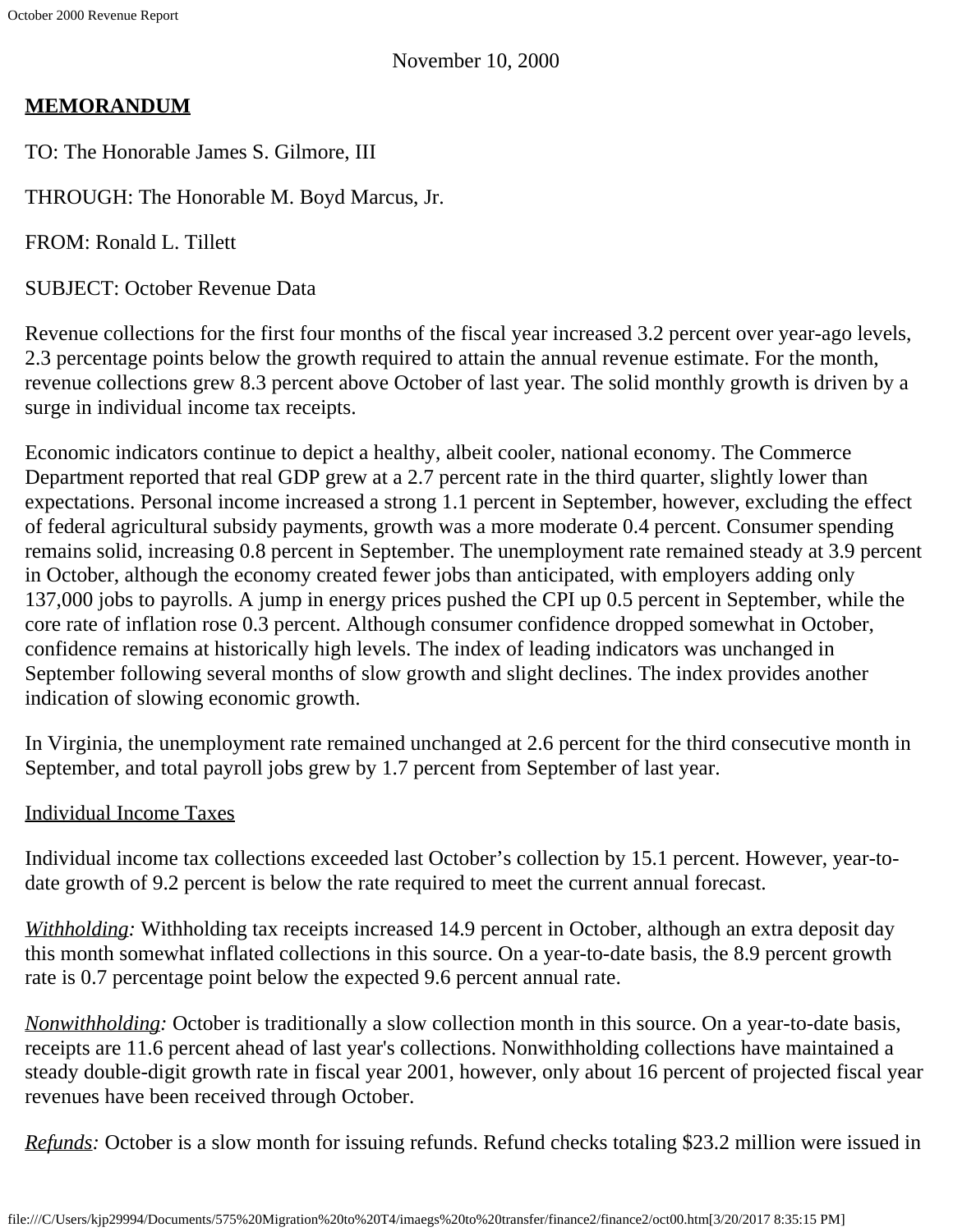November 10, 2000

**MEMORANDUM**

TO: The Honorable James S. Gilmore, III

THROUGH: The Honorable M. Boyd Marcus, Jr.

FROM: Ronald L. Tillett

SUBJECT: October Revenue Data

Revenue collections for the first four months of the fiscal year increased 3.2 percent over year-ago levels, 2.3 percentage points below the growth required to attain the annual revenue estimate. For the month, revenue collections grew 8.3 percent above October of last year. The solid monthly growth is driven by a surge in individual income tax receipts.

Economic indicators continue to depict a healthy, albeit cooler, national economy. The Commerce Department reported that real GDP grew at a 2.7 percent rate in the third quarter, slightly lower than expectations. Personal income increased a strong 1.1 percent in September, however, excluding the effect of federal agricultural subsidy payments, growth was a more moderate 0.4 percent. Consumer spending remains solid, increasing 0.8 percent in September. The unemployment rate remained steady at 3.9 percent in October, although the economy created fewer jobs than anticipated, with employers adding only 137,000 jobs to payrolls. A jump in energy prices pushed the CPI up 0.5 percent in September, while the core rate of inflation rose 0.3 percent. Although consumer confidence dropped somewhat in October, confidence remains at historically high levels. The index of leading indicators was unchanged in September following several months of slow growth and slight declines. The index provides another indication of slowing economic growth.

In Virginia, the unemployment rate remained unchanged at 2.6 percent for the third consecutive month in September, and total payroll jobs grew by 1.7 percent from September of last year.

Individual Income Taxes

Individual income tax collections exceeded last October's collection by 15.1 percent. However, year-to-date growth of 9.2 percent is below the rate required to meet the current annual forecast.

*Withholding:* Withholding tax receipts increased 14.9 percent in October, although an extra deposit day this month somewhat inflated collections in this source. On a year-to-date basis, the 8.9 percent growth rate is 0.7 percentage point below the expected 9.6 percent annual rate.

*Nonwithholding:* October is traditionally a slow collection month in this source. On a year-to-date basis, receipts are 11.6 percent ahead of last year's collections. Nonwithholding collections have maintained a steady double-digit growth rate in fiscal year 2001, however, only about 16 percent of projected fiscal year revenues have been received through October.

*Refunds:* October is a slow month for issuing refunds. Refund checks totaling $23.2 million were issued in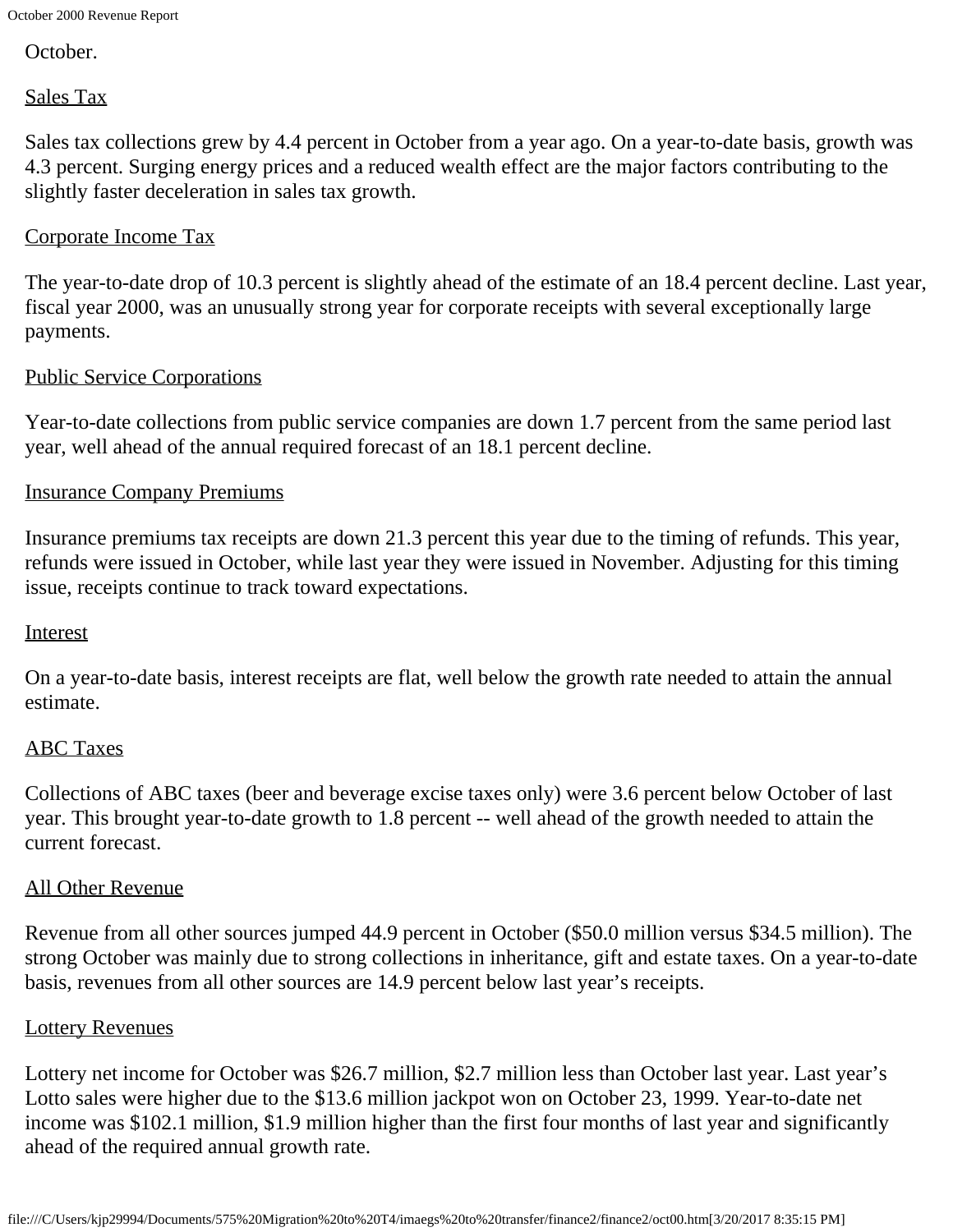October.

## Sales Tax

Sales tax collections grew by 4.4 percent in October from a year ago. On a year-to-date basis, growth was 4.3 percent. Surging energy prices and a reduced wealth effect are the major factors contributing to the slightly faster deceleration in sales tax growth.

## Corporate Income Tax

The year-to-date drop of 10.3 percent is slightly ahead of the estimate of an 18.4 percent decline. Last year, fiscal year 2000, was an unusually strong year for corporate receipts with several exceptionally large payments.

## Public Service Corporations

Year-to-date collections from public service companies are down 1.7 percent from the same period last year, well ahead of the annual required forecast of an 18.1 percent decline.

## Insurance Company Premiums

Insurance premiums tax receipts are down 21.3 percent this year due to the timing of refunds. This year, refunds were issued in October, while last year they were issued in November. Adjusting for this timing issue, receipts continue to track toward expectations.

## Interest

On a year-to-date basis, interest receipts are flat, well below the growth rate needed to attain the annual estimate.

## ABC Taxes

Collections of ABC taxes (beer and beverage excise taxes only) were 3.6 percent below October of last year. This brought year-to-date growth to 1.8 percent -- well ahead of the growth needed to attain the current forecast.

## All Other Revenue

Revenue from all other sources jumped 44.9 percent in October ($50.0 million versus $34.5 million). The strong October was mainly due to strong collections in inheritance, gift and estate taxes. On a year-to-date basis, revenues from all other sources are 14.9 percent below last year's receipts.

## Lottery Revenues

Lottery net income for October was $26.7 million, $2.7 million less than October last year. Last year's Lotto sales were higher due to the $13.6 million jackpot won on October 23, 1999. Year-to-date net income was $102.1 million, $1.9 million higher than the first four months of last year and significantly ahead of the required annual growth rate.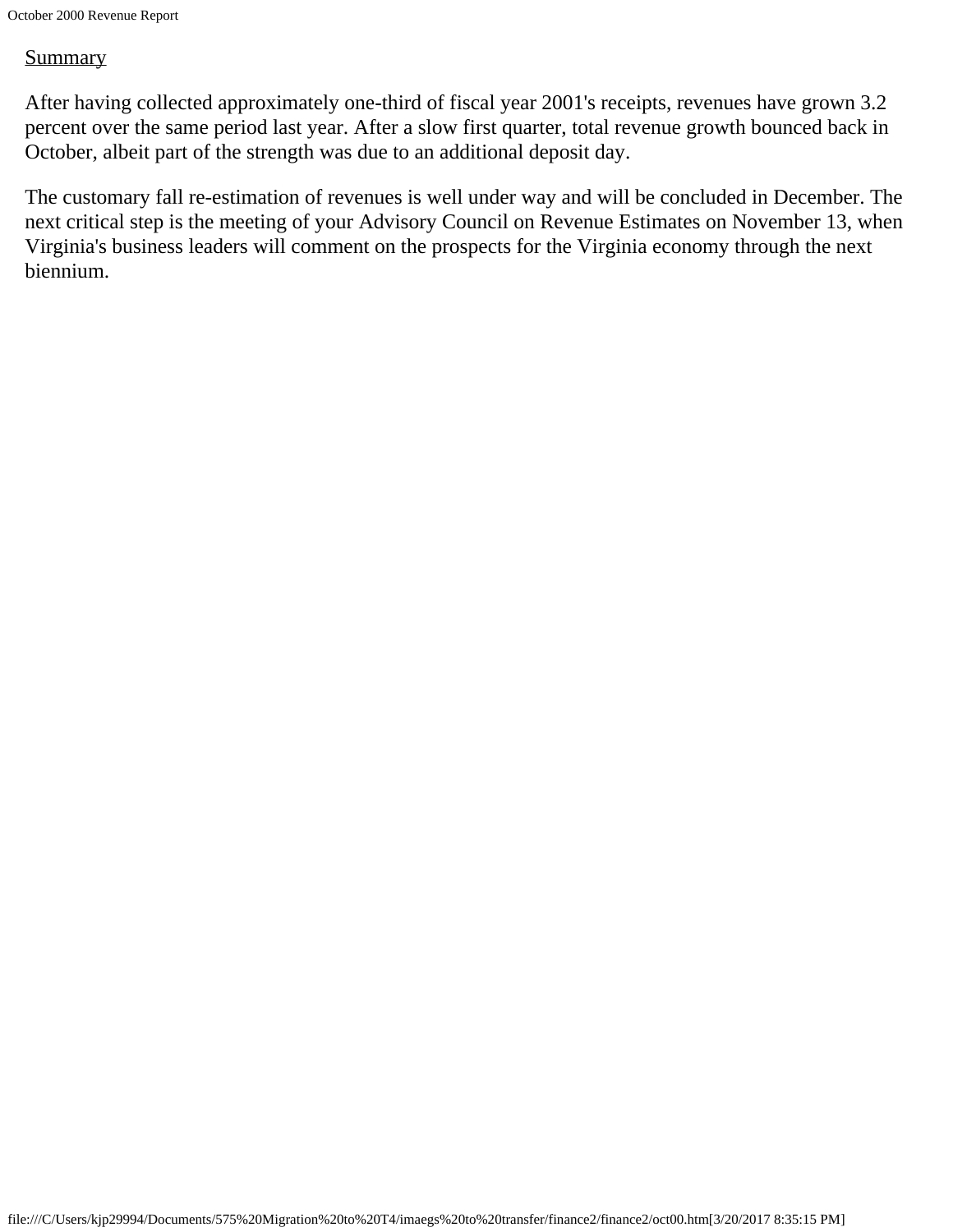## Summary

After having collected approximately one-third of fiscal year 2001's receipts, revenues have grown 3.2 percent over the same period last year. After a slow first quarter, total revenue growth bounced back in October, albeit part of the strength was due to an additional deposit day.

The customary fall re-estimation of revenues is well under way and will be concluded in December. The next critical step is the meeting of your Advisory Council on Revenue Estimates on November 13, when Virginia's business leaders will comment on the prospects for the Virginia economy through the next biennium.